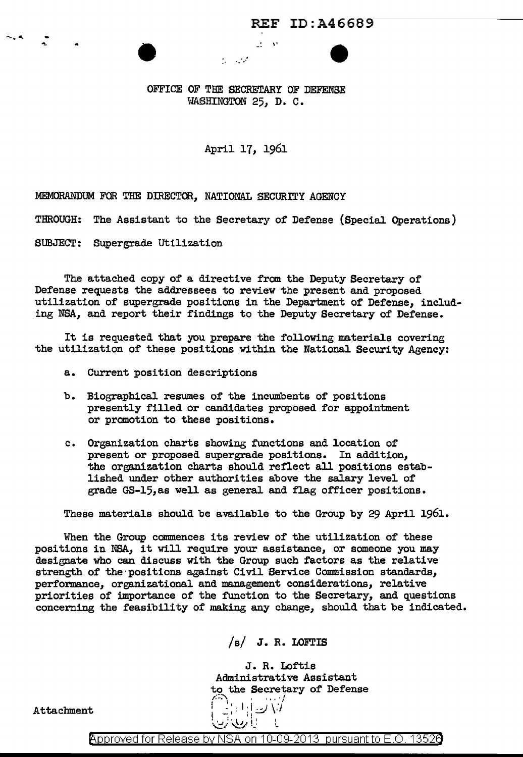REF ID:A46689

OFFICE OF THE SECRETARY OF DEFENSE
WASHINGTON 25, D. C.

April 17, 1961

MEMORANDUM FOR THE DIRECTOR, NATIONAL SECURITY AGENCY

THROUGH: The Assistant to the Secretary of Defense (Special Operations)

SUBJECT: Supergrade Utilization

The attached copy of a directive from the Deputy Secretary of Defense requests the addressees to review the present and proposed utilization of supergrade positions in the Department of Defense, including NSA, and report their findings to the Deputy Secretary of Defense.

It is requested that you prepare the following materials covering the utilization of these positions within the National Security Agency:

a. Current position descriptions

b. Biographical resumes of the incumbents of positions presently filled or candidates proposed for appointment or promotion to these positions.

c. Organization charts showing functions and location of present or proposed supergrade positions. In addition, the organization charts should reflect all positions established under other authorities above the salary level of grade GS-15, as well as general and flag officer positions.

These materials should be available to the Group by 29 April 1961.

When the Group commences its review of the utilization of these positions in NSA, it will require your assistance, or someone you may designate who can discuss with the Group such factors as the relative strength of the positions against Civil Service Commission standards, performance, organizational and management considerations, relative priorities of importance of the function to the Secretary, and questions concerning the feasibility of making any change, should that be indicated.

/s/ J. R. LOFTIS

J. R. Loftis
Administrative Assistant
to the Secretary of Defense

Attachment

Approved for Release by NSA on 10-09-2013 pursuant to E.O. 13526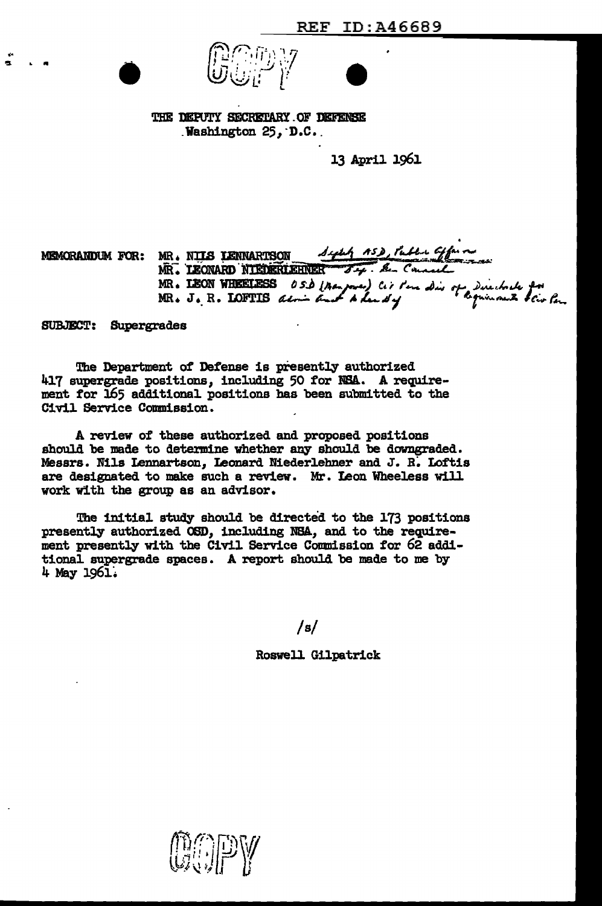REF ID:A46689

COPY

THE DEPUTY SECRETARY OF DEFENSE
Washington 25, D.C.

13 April 1961

MEMORANDUM FOR: MR. NILS LENNARTSON *Deputy ASD, Public Affairs*
MR. LEONARD NIEDERLEHNER *Dep. Gen. Counsel*
MR. LEON WHEELESS *OSD (Manpower) Civ Pers Div of Directorate for Requirements & Civ Pers*
MR. J. R. LOFTIS *Admin Asst to Secdef*

SUBJECT: Supergrades

The Department of Defense is presently authorized 417 supergrade positions, including 50 for NSA. A requirement for 165 additional positions has been submitted to the Civil Service Commission.

A review of these authorized and proposed positions should be made to determine whether any should be downgraded. Messrs. Nils Lennartson, Leonard Niederlehner and J. R. Loftis are designated to make such a review. Mr. Leon Wheeless will work with the group as an advisor.

The initial study should be directed to the 173 positions presently authorized OSD, including NSA, and to the requirement presently with the Civil Service Commission for 62 additional supergrade spaces. A report should be made to me by 4 May 1961.

/s/

Roswell Gilpatrick

COPY